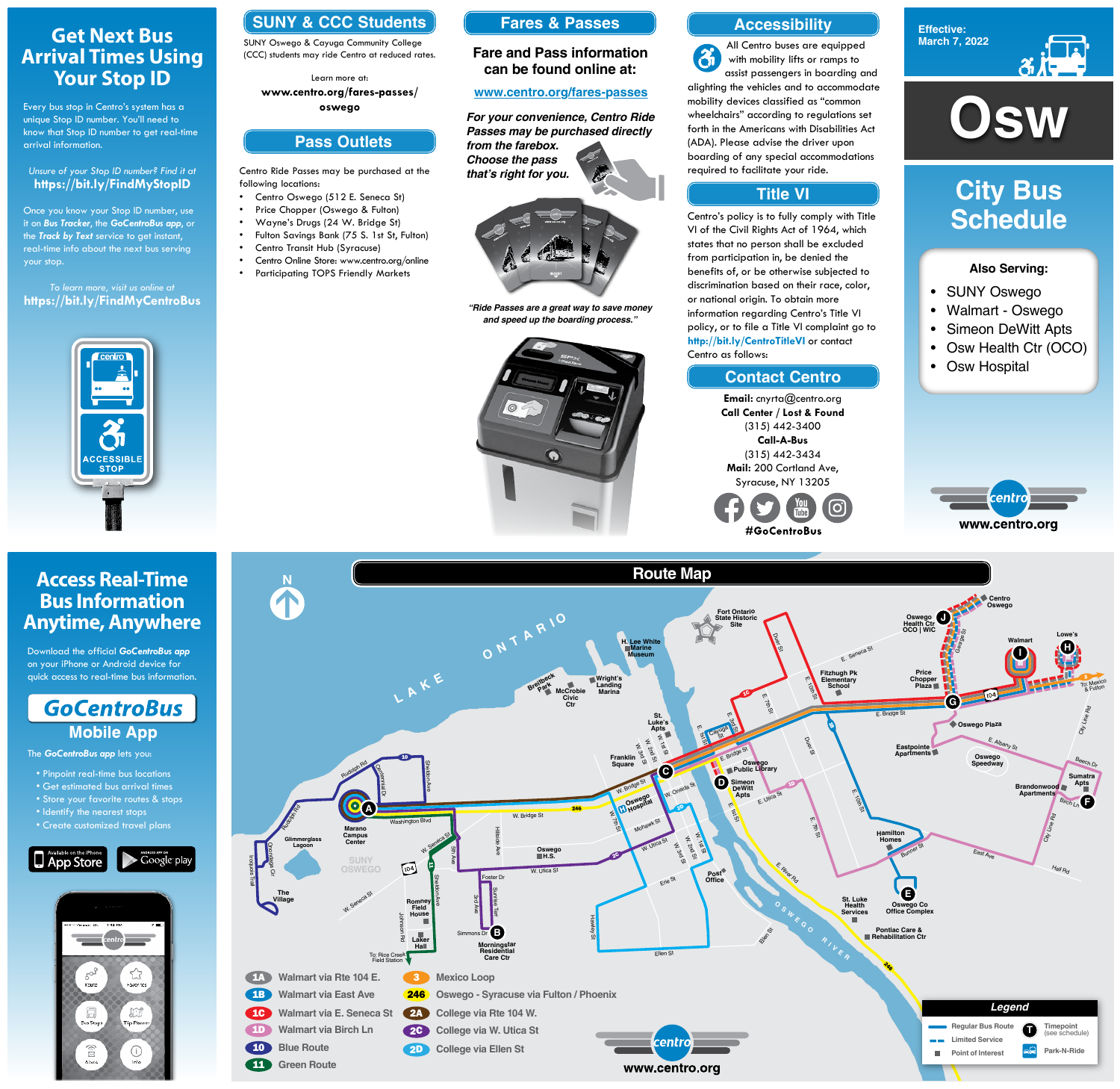# Get Next Bus Arrival Times Using Your Stop ID

Every bus stop in Centro's system has a unique Stop ID number. You'll need to know that Stop ID number to get real-time arrival information.

*Unsure of your Stop ID number? Find it at*
**https://bit.ly/FindMyStopID**

Once you know your Stop ID number, use it on ***Bus Tracker***, the ***GoCentroBus app***, or the ***Track by Text*** service to get instant, real-time info about the next bus serving your stop.

*To learn more, visit us online at*
**https://bit.ly/FindMyCentroBus**

ACCESSIBLE STOP

## SUNY & CCC Students

SUNY Oswego & Cayuga Community College (CCC) students may ride Centro at reduced rates.

Learn more at:
**www.centro.org/fares-passes/oswego**

## Pass Outlets

Centro Ride Passes may be purchased at the following locations:

- Centro Oswego (512 E. Seneca St)
- Price Chopper (Oswego & Fulton)
- Wayne's Drugs (24 W. Bridge St)
- Fulton Savings Bank (75 S. 1st St, Fulton)
- Centro Transit Hub (Syracuse)
- Centro Online Store: www.centro.org/online
- Participating TOPS Friendly Markets

## Fares & Passes

**Fare and Pass information can be found online at:**

**www.centro.org/fares-passes**

***For your convenience, Centro Ride Passes may be purchased directly from the farebox. Choose the pass that's right for you.***

*"Ride Passes are a great way to save money and speed up the boarding process."*

## Accessibility

All Centro buses are equipped with mobility lifts or ramps to assist passengers in boarding and alighting the vehicles and to accommodate mobility devices classified as "common wheelchairs" according to regulations set forth in the Americans with Disabilities Act (ADA). Please advise the driver upon boarding of any special accommodations required to facilitate your ride.

## Title VI

Centro's policy is to fully comply with Title VI of the Civil Rights Act of 1964, which states that no person shall be excluded from participation in, be denied the benefits of, or be otherwise subjected to discrimination based on their race, color, or national origin. To obtain more information regarding Centro's Title VI policy, or to file a Title VI complaint go to **http://bit.ly/CentroTitleVI** or contact Centro as follows:

## Contact Centro

**Email:** cnyrta@centro.org
**Call Center / Lost & Found**
(315) 442-3400
**Call-A-Bus**
(315) 442-3434
**Mail:** 200 Cortland Ave, Syracuse, NY 13205

**#GoCentroBus**

**Effective: March 7, 2022**

# Osw

# City Bus Schedule

**Also Serving:**

- SUNY Oswego
- Walmart - Oswego
- Simeon DeWitt Apts
- Osw Health Ctr (OCO)
- Osw Hospital

**www.centro.org**

# Access Real-Time Bus Information Anytime, Anywhere

Download the official ***GoCentroBus app*** on your iPhone or Android device for quick access to real-time bus information.

## GoCentroBus Mobile App

The ***GoCentroBus app*** lets you:

- Pinpoint real-time bus locations
- Get estimated bus arrival times
- Store your favorite routes & stops
- Identify the nearest stops
- Create customized travel plans

Available on the iPhone App Store | Android app on Google play

## Route Map

| Route | Description |
|---|---|
| 1A | Walmart via Rte 104 E. |
| 1B | Walmart via East Ave |
| 1C | Walmart via E. Seneca St |
| 1D | Walmart via Birch Ln |
| 10 | Blue Route |
| 11 | Green Route |
| 3 | Mexico Loop |
| 246 | Oswego - Syracuse via Fulton / Phoenix |
| 2A | College via Rte 104 W. |
| 2C | College via W. Utica St |
| 2D | College via Ellen St |

**Timepoints:** A – Marano Campus Center; B – Morningstar Residential Care Ctr; C – W. Bridge St / 1st St; D – Simeon DeWitt Apts; E – Oswego Co Office Complex; F – Sumatra Apts; G – E. Bridge St / Rte 104; H – Lowe's; I – Walmart; J – Oswego Health Ctr OCO | WIC

**Legend**

- Regular Bus Route
- Limited Service
- Point of Interest
- T – Timepoint (see schedule)
- Park-N-Ride

**www.centro.org**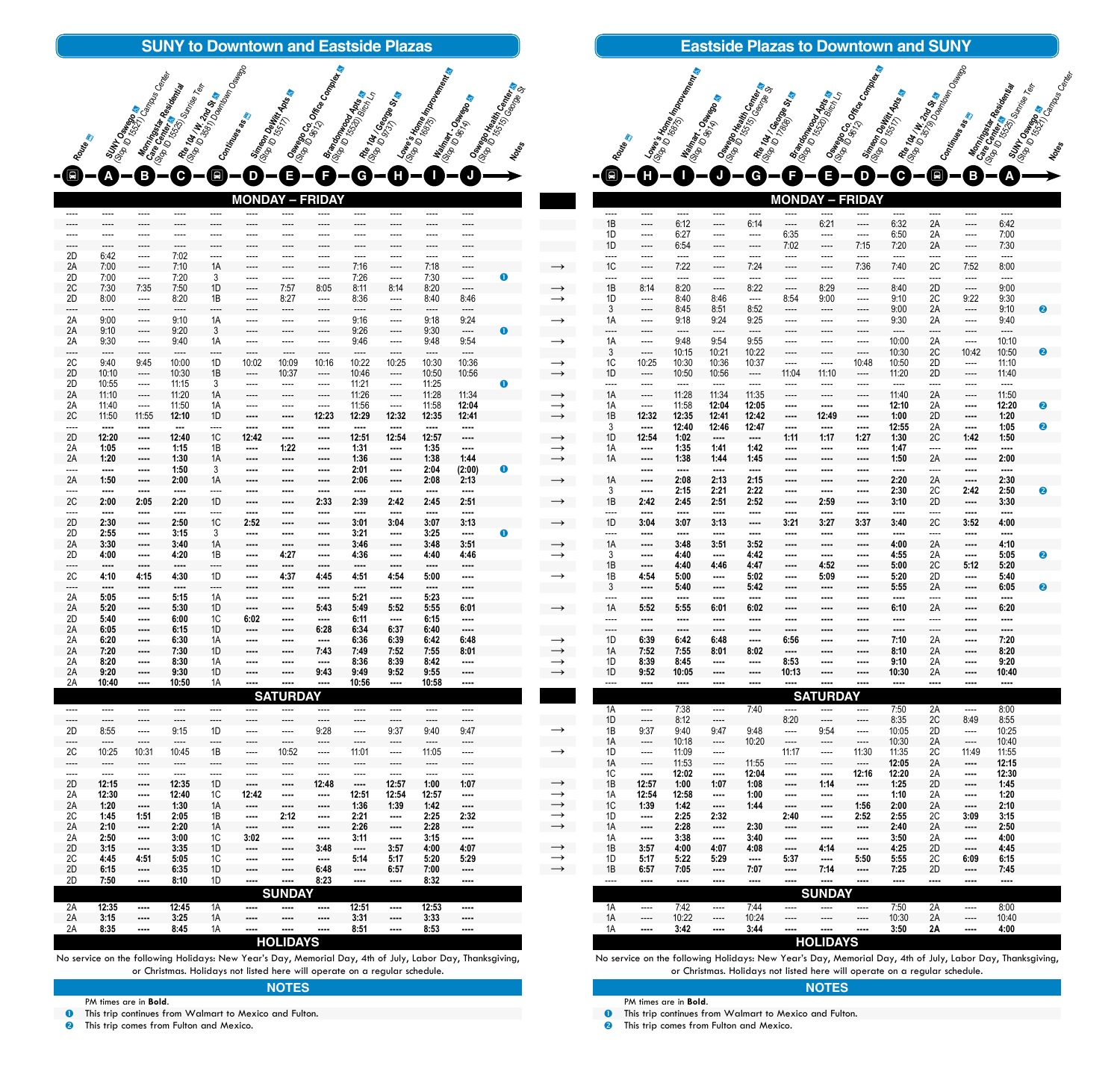## SUNY to Downtown and Eastside Plazas

### MONDAY – FRIDAY

| Route | A: SUNY Oswego (Stop ID 15521) Campus Center | B: Morningstar Residential Care Center (Stop ID 15525) Sunrise Terr | C: Rte 104 / W. 2nd St (Stop ID 3581) Downtown Oswego | Continues as | D: Simeon DeWitt Apts (Stop ID 15517) | E: Oswego Co. Office Complex (Stop ID 9612) | F: Brandonwood Apts (Stop ID 15520) Birch Ln | G: Rte 104 / George St (Stop ID 9737) | H: Lowe's Home Improvement (Stop ID 16875) | I: Walmart - Oswego (Stop ID 9614) | J: Oswego Health Center (Stop ID 15515) George St | Notes |
|---|---|---|---|---|---|---|---|---|---|---|---|---|
| 2D | 6:42 | ---- | 7:02 | ---- | ---- | ---- | ---- | ---- | ---- | ---- | ---- | |
| 2A | 7:00 | ---- | 7:10 | 1A | ---- | ---- | ---- | 7:16 | ---- | 7:18 | ---- | |
| 2D | 7:00 | ---- | 7:20 | 3 | ---- | ---- | ---- | 7:26 | ---- | 7:30 | ---- | 1 |
| 2C | 7:30 | 7:35 | 7:50 | 1D | ---- | 7:57 | 8:05 | 8:11 | 8:14 | 8:20 | ---- | |
| 2D | 8:00 | ---- | 8:20 | 1B | ---- | 8:27 | ---- | 8:36 | ---- | 8:40 | 8:46 | |
| 2A | 9:00 | ---- | 9:10 | 1A | ---- | ---- | ---- | 9:16 | ---- | 9:18 | 9:24 | |
| 2A | 9:10 | ---- | 9:20 | 3 | ---- | ---- | ---- | 9:26 | ---- | 9:30 | ---- | 1 |
| 2A | 9:30 | ---- | 9:40 | 1A | ---- | ---- | ---- | 9:46 | ---- | 9:48 | 9:54 | |
| 2C | 9:40 | 9:45 | 10:00 | 1D | 10:02 | 10:09 | 10:16 | 10:22 | 10:25 | 10:30 | 10:36 | |
| 2D | 10:10 | ---- | 10:30 | 1B | ---- | 10:37 | ---- | 10:46 | ---- | 10:50 | 10:56 | |
| 2D | 10:55 | ---- | 11:15 | 3 | ---- | ---- | ---- | 11:21 | ---- | 11:25 | ---- | 1 |
| 2A | 11:10 | ---- | 11:20 | 1A | ---- | ---- | ---- | 11:26 | ---- | 11:28 | 11:34 | |
| 2A | 11:40 | ---- | 11:50 | 1A | ---- | ---- | ---- | 11:56 | ---- | 11:58 | **12:04** | |
| 2C | 11:50 | 11:55 | **12:10** | 1D | ---- | ---- | **12:23** | **12:29** | **12:32** | **12:35** | **12:41** | |
| 2D | **12:20** | ---- | **12:40** | 1C | **12:42** | ---- | ---- | **12:51** | **12:54** | **12:57** | ---- | |
| 2A | **1:05** | ---- | **1:15** | 1B | ---- | **1:22** | ---- | **1:31** | ---- | **1:35** | ---- | |
| 2A | **1:20** | ---- | **1:30** | 1A | ---- | ---- | ---- | **1:36** | ---- | **1:38** | **1:44** | |
| ---- | ---- | ---- | **1:50** | 3 | ---- | ---- | ---- | **2:01** | ---- | **2:04** | **(2:00)** | 1 |
| 2A | **1:50** | ---- | **2:00** | 1A | ---- | ---- | ---- | **2:06** | ---- | **2:08** | **2:13** | |
| 2C | **2:00** | **2:05** | **2:20** | 1D | ---- | ---- | **2:33** | **2:39** | **2:42** | **2:45** | **2:51** | |
| 2D | **2:30** | ---- | **2:50** | 1C | **2:52** | ---- | ---- | **3:01** | **3:04** | **3:07** | **3:13** | |
| 2D | **2:55** | ---- | **3:15** | 3 | ---- | ---- | ---- | **3:21** | ---- | **3:25** | ---- | 1 |
| 2A | **3:30** | ---- | **3:40** | 1A | ---- | ---- | ---- | **3:46** | ---- | **3:48** | **3:51** | |
| 2D | **4:00** | ---- | **4:20** | 1B | ---- | **4:27** | ---- | **4:36** | ---- | **4:40** | **4:46** | |
| 2C | **4:10** | **4:15** | **4:30** | 1D | ---- | **4:37** | **4:45** | **4:51** | **4:54** | **5:00** | ---- | |
| 2A | **5:05** | ---- | **5:15** | 1A | ---- | ---- | ---- | **5:21** | ---- | **5:23** | ---- | |
| 2A | **5:20** | ---- | **5:30** | 1D | ---- | ---- | **5:43** | **5:49** | **5:52** | **5:55** | **6:01** | |
| 2D | **5:40** | ---- | **6:00** | 1C | **6:02** | ---- | ---- | **6:11** | ---- | **6:15** | ---- | |
| 2A | **6:05** | ---- | **6:15** | 1D | ---- | ---- | **6:28** | **6:34** | **6:37** | **6:40** | ---- | |
| 2A | **6:20** | ---- | **6:30** | 1A | ---- | ---- | ---- | **6:36** | **6:39** | **6:42** | **6:48** | |
| 2A | **7:20** | ---- | **7:30** | 1D | ---- | ---- | **7:43** | **7:49** | **7:52** | **7:55** | **8:01** | |
| 2A | **8:20** | ---- | **8:30** | 1A | ---- | ---- | ---- | **8:36** | **8:39** | **8:42** | ---- | |
| 2A | **9:20** | ---- | **9:30** | 1D | ---- | ---- | **9:43** | **9:49** | **9:52** | **9:55** | ---- | |
| 2A | **10:40** | ---- | **10:50** | 1A | ---- | ---- | ---- | **10:56** | ---- | **10:58** | ---- | |

### SATURDAY

| Route | A | B | C | Continues as | D | E | F | G | H | I | J | Notes |
|---|---|---|---|---|---|---|---|---|---|---|---|---|
| 2D | 8:55 | ---- | 9:15 | 1D | ---- | ---- | 9:28 | ---- | 9:37 | 9:40 | 9:47 | |
| 2C | 10:25 | 10:31 | 10:45 | 1B | ---- | 10:52 | ---- | 11:01 | ---- | 11:05 | ---- | |
| 2D | **12:15** | ---- | **12:35** | 1D | ---- | ---- | **12:48** | ---- | **12:57** | **1:00** | **1:07** | |
| 2A | **12:30** | ---- | **12:40** | 1C | **12:42** | ---- | ---- | **12:51** | **12:54** | **12:57** | ---- | |
| 2A | **1:20** | ---- | **1:30** | 1A | ---- | ---- | ---- | **1:36** | **1:39** | **1:42** | ---- | |
| 2C | **1:45** | **1:51** | **2:05** | 1B | ---- | **2:12** | ---- | **2:21** | ---- | **2:25** | **2:32** | |
| 2A | **2:10** | ---- | **2:20** | 1A | ---- | ---- | ---- | **2:26** | ---- | **2:28** | ---- | |
| 2A | **2:50** | ---- | **3:00** | 1C | **3:02** | ---- | ---- | **3:11** | ---- | **3:15** | ---- | |
| 2D | **3:15** | ---- | **3:35** | 1D | ---- | ---- | **3:48** | ---- | **3:57** | **4:00** | **4:07** | |
| 2C | **4:45** | **4:51** | **5:05** | 1C | ---- | ---- | ---- | **5:14** | **5:17** | **5:20** | **5:29** | |
| 2D | **6:15** | ---- | **6:35** | 1D | ---- | ---- | **6:48** | ---- | **6:57** | **7:00** | ---- | |
| 2D | **7:50** | ---- | **8:10** | 1D | ---- | ---- | **8:23** | ---- | ---- | **8:32** | ---- | |

### SUNDAY

| Route | A | B | C | Continues as | D | E | F | G | H | I | J | Notes |
|---|---|---|---|---|---|---|---|---|---|---|---|---|
| 2A | **12:35** | ---- | **12:45** | 1A | ---- | ---- | ---- | **12:51** | ---- | **12:53** | ---- | |
| 2A | **3:15** | ---- | **3:25** | 1A | ---- | ---- | ---- | **3:31** | ---- | **3:33** | ---- | |
| 2A | **8:35** | ---- | **8:45** | 1A | ---- | ---- | ---- | **8:51** | ---- | **8:53** | ---- | |

### HOLIDAYS

No service on the following Holidays: New Year's Day, Memorial Day, 4th of July, Labor Day, Thanksgiving, or Christmas. Holidays not listed here will operate on a regular schedule.

### NOTES

PM times are in **Bold**.

1. This trip continues from Walmart to Mexico and Fulton.
2. This trip comes from Fulton and Mexico.

## Eastside Plazas to Downtown and SUNY

### MONDAY – FRIDAY

| Route | H: Lowe's Home Improvement (Stop ID 16875) | I: Walmart - Oswego (Stop ID 9614) | J: Oswego Health Center (Stop ID 15515) George St | G: Rte 104 / George St (Stop ID 17808) | F: Brandonwood Apts (Stop ID 15520) Birch Ln | E: Oswego Co. Office Complex (Stop ID 9612) | D: Simeon DeWitt Apts (Stop ID 15517) | C: Rte 104 / W. 2nd St (Stop ID 3579) Downtown Oswego | Continues as | B: Morningstar Residential Care Center (Stop ID 15525) Sunrise Terr | A: SUNY Oswego (Stop ID 15521) Campus Center | Notes |
|---|---|---|---|---|---|---|---|---|---|---|---|---|
| 1B | ---- | 6:12 | ---- | 6:14 | ---- | 6:21 | ---- | 6:32 | 2A | ---- | 6:42 | |
| 1D | ---- | 6:27 | ---- | ---- | 6:35 | ---- | ---- | 6:50 | 2A | ---- | 7:00 | |
| 1D | ---- | 6:54 | ---- | ---- | 7:02 | ---- | 7:15 | 7:20 | 2A | ---- | 7:30 | |
| 1C | ---- | 7:22 | ---- | 7:24 | ---- | ---- | 7:36 | 7:40 | 2C | 7:52 | 8:00 | |
| 1B | 8:14 | 8:20 | ---- | 8:22 | ---- | 8:29 | ---- | 8:40 | 2D | ---- | 9:00 | |
| 1D | ---- | 8:40 | 8:46 | ---- | 8:54 | 9:00 | ---- | 9:10 | 2C | 9:22 | 9:30 | |
| 3 | ---- | 8:45 | 8:51 | 8:52 | ---- | ---- | ---- | 9:00 | 2A | ---- | 9:10 | 2 |
| 1A | ---- | 9:18 | 9:24 | 9:25 | ---- | ---- | ---- | 9:30 | 2A | ---- | 9:40 | |
| 1A | ---- | 9:48 | 9:54 | 9:55 | ---- | ---- | ---- | 10:00 | 2A | ---- | 10:10 | |
| 3 | ---- | 10:15 | 10:21 | 10:22 | ---- | ---- | ---- | 10:30 | 2C | 10:42 | 10:50 | 2 |
| 1C | 10:25 | 10:30 | 10:36 | 10:37 | ---- | ---- | 10:48 | 10:50 | 2D | ---- | 11:10 | |
| 1D | ---- | 10:50 | 10:56 | ---- | 11:04 | 11:10 | ---- | 11:20 | 2D | ---- | 11:40 | |
| 1A | ---- | 11:28 | 11:34 | 11:35 | ---- | ---- | ---- | 11:40 | 2A | ---- | 11:50 | |
| 1A | ---- | 11:58 | **12:04** | **12:05** | ---- | ---- | ---- | **12:10** | 2A | ---- | **12:20** | 2 |
| 1B | **12:32** | **12:35** | **12:41** | **12:42** | ---- | **12:49** | ---- | **1:00** | 2D | ---- | **1:20** | |
| 3 | ---- | **12:40** | **12:46** | **12:47** | ---- | ---- | ---- | **12:55** | 2A | ---- | **1:05** | 2 |
| 1D | **12:54** | **1:02** | ---- | ---- | **1:11** | **1:17** | **1:27** | **1:30** | 2C | **1:42** | **1:50** | |
| 1A | ---- | **1:35** | **1:41** | **1:42** | ---- | ---- | ---- | **1:47** | ---- | ---- | ---- | |
| 1A | ---- | **1:38** | **1:44** | **1:45** | ---- | ---- | ---- | **1:50** | 2A | ---- | **2:00** | |
| 1A | ---- | **2:08** | **2:13** | **2:15** | ---- | ---- | ---- | **2:20** | 2A | ---- | **2:30** | |
| 3 | ---- | **2:15** | **2:21** | **2:22** | ---- | ---- | ---- | **2:30** | 2C | **2:42** | **2:50** | 2 |
| 1B | **2:42** | **2:45** | **2:51** | **2:52** | ---- | **2:59** | ---- | **3:10** | 2D | ---- | **3:30** | |
| 1D | **3:04** | **3:07** | **3:13** | ---- | **3:21** | **3:27** | **3:37** | **3:40** | 2C | **3:52** | **4:00** | |
| 1A | ---- | **3:48** | **3:51** | **3:52** | ---- | ---- | ---- | **4:00** | 2A | ---- | **4:10** | |
| 3 | ---- | **4:40** | ---- | **4:42** | ---- | ---- | ---- | **4:55** | 2A | ---- | **5:05** | 2 |
| 1B | ---- | **4:40** | **4:46** | **4:47** | ---- | **4:52** | ---- | **5:00** | 2C | **5:12** | **5:20** | |
| 1B | **4:54** | **5:00** | ---- | **5:02** | ---- | **5:09** | ---- | **5:20** | 2D | ---- | **5:40** | |
| 3 | ---- | **5:40** | ---- | **5:42** | ---- | ---- | ---- | **5:55** | 2A | ---- | **6:05** | 2 |
| 1A | **5:52** | **5:55** | **6:01** | **6:02** | ---- | ---- | ---- | **6:10** | 2A | ---- | **6:20** | |
| 1D | **6:39** | **6:42** | **6:48** | ---- | **6:56** | ---- | ---- | **7:10** | 2A | ---- | **7:20** | |
| 1A | **7:52** | **7:55** | **8:01** | **8:02** | ---- | ---- | ---- | **8:10** | 2A | ---- | **8:20** | |
| 1D | **8:39** | **8:45** | ---- | ---- | **8:53** | ---- | ---- | **9:10** | 2A | ---- | **9:20** | |
| 1D | **9:52** | **10:05** | ---- | ---- | **10:13** | ---- | ---- | **10:30** | 2A | ---- | **10:40** | |

### SATURDAY

| Route | H | I | J | G | F | E | D | C | Continues as | B | A | Notes |
|---|---|---|---|---|---|---|---|---|---|---|---|---|
| 1A | ---- | 7:38 | ---- | 7:40 | ---- | ---- | ---- | 7:50 | 2A | ---- | 8:00 | |
| 1D | ---- | 8:12 | ---- | | 8:20 | ---- | ---- | 8:35 | 2C | 8:49 | 8:55 | |
| 1B | 9:37 | 9:40 | 9:47 | 9:48 | ---- | 9:54 | ---- | 10:05 | 2D | ---- | 10:25 | |
| 1A | ---- | 10:18 | ---- | 10:20 | ---- | ---- | ---- | 10:30 | 2A | ---- | 10:40 | |
| 1D | ---- | 11:09 | ---- | ---- | 11:17 | ---- | 11:30 | 11:35 | 2C | 11:49 | 11:55 | |
| 1A | ---- | 11:53 | ---- | 11:55 | ---- | ---- | ---- | **12:05** | 2A | ---- | **12:15** | |
| 1C | ---- | **12:02** | ---- | **12:04** | ---- | ---- | **12:16** | **12:20** | 2A | ---- | **12:30** | |
| 1B | **12:57** | **1:00** | **1:07** | **1:08** | ---- | **1:14** | ---- | **1:25** | 2D | ---- | **1:45** | |
| 1A | **12:54** | **12:58** | ---- | **1:00** | ---- | ---- | ---- | **1:10** | 2A | ---- | **1:20** | |
| 1C | **1:39** | **1:42** | ---- | **1:44** | ---- | ---- | **1:56** | **2:00** | 2A | ---- | **2:10** | |
| 1D | ---- | **2:25** | **2:32** | ---- | **2:40** | ---- | **2:52** | **2:55** | 2C | **3:09** | **3:15** | |
| 1A | ---- | **2:28** | ---- | **2:30** | ---- | ---- | ---- | **2:40** | 2A | ---- | **2:50** | |
| 1A | ---- | **3:38** | ---- | **3:40** | ---- | ---- | ---- | **3:50** | 2A | ---- | **4:00** | |
| 1B | **3:57** | **4:00** | **4:07** | **4:08** | ---- | **4:14** | ---- | **4:25** | 2D | ---- | **4:45** | |
| 1D | **5:17** | **5:22** | **5:29** | ---- | **5:37** | ---- | **5:50** | **5:55** | 2C | **6:09** | **6:15** | |
| 1B | **6:57** | **7:05** | ---- | **7:07** | ---- | **7:14** | ---- | **7:25** | 2D | ---- | **7:45** | |

### SUNDAY

| Route | H | I | J | G | F | E | D | C | Continues as | B | A | Notes |
|---|---|---|---|---|---|---|---|---|---|---|---|---|
| 1A | ---- | 7:42 | ---- | 7:44 | ---- | ---- | ---- | 7:50 | 2A | ---- | 8:00 | |
| 1A | ---- | 10:22 | ---- | 10:24 | ---- | ---- | ---- | 10:30 | 2A | ---- | 10:40 | |
| 1A | ---- | **3:42** | ---- | **3:44** | ---- | ---- | ---- | **3:50** | **2A** | ---- | **4:00** | |

### HOLIDAYS

No service on the following Holidays: New Year's Day, Memorial Day, 4th of July, Labor Day, Thanksgiving, or Christmas. Holidays not listed here will operate on a regular schedule.

### NOTES

PM times are in **Bold**.

1. This trip continues from Walmart to Mexico and Fulton.
2. This trip comes from Fulton and Mexico.